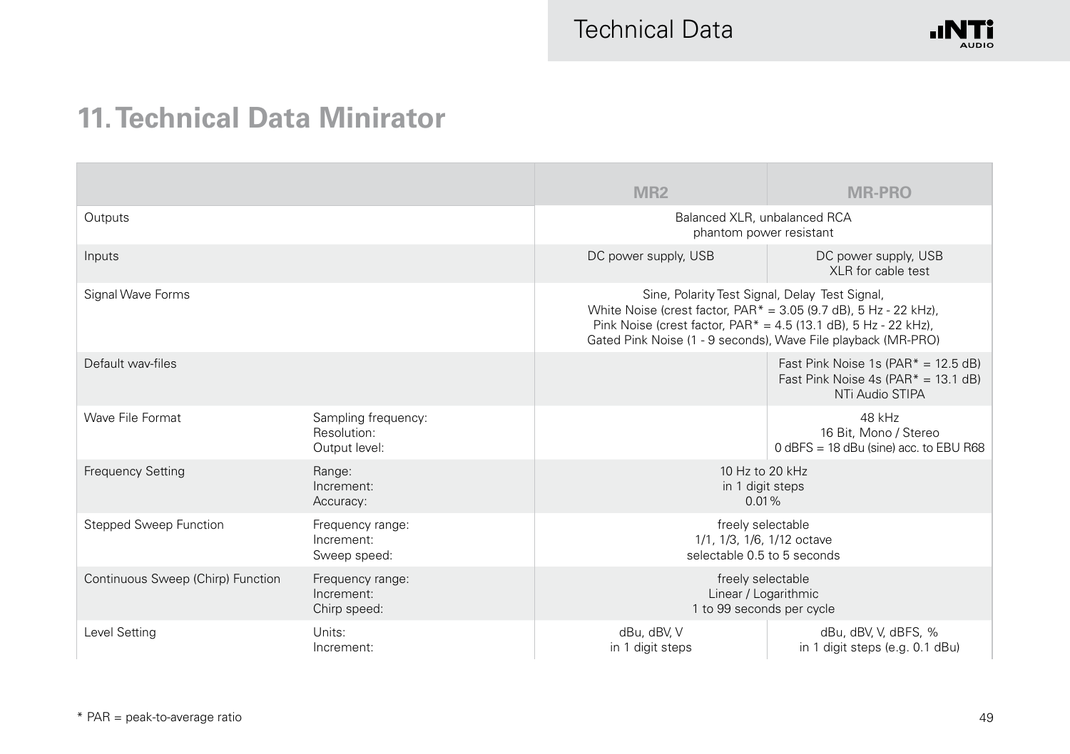# 11. Technical Data Minirator

| | | MR2 | MR-PRO |
|---|---|---|---|
| Outputs | | Balanced XLR, unbalanced RCA<br>phantom power resistant | |
| Inputs | | DC power supply, USB | DC power supply, USB<br>XLR for cable test |
| Signal Wave Forms | | Sine, Polarity Test Signal, Delay Test Signal,<br>White Noise (crest factor, PAR* = 3.05 (9.7 dB), 5 Hz - 22 kHz),<br>Pink Noise (crest factor, PAR* = 4.5 (13.1 dB), 5 Hz - 22 kHz),<br>Gated Pink Noise (1 - 9 seconds), Wave File playback (MR-PRO) | |
| Default wav-files | | | Fast Pink Noise 1s (PAR* = 12.5 dB)<br>Fast Pink Noise 4s (PAR* = 13.1 dB)<br>NTi Audio STIPA |
| Wave File Format | Sampling frequency:<br>Resolution:<br>Output level: | | 48 kHz<br>16 Bit, Mono / Stereo<br>0 dBFS = 18 dBu (sine) acc. to EBU R68 |
| Frequency Setting | Range:<br>Increment:<br>Accuracy: | 10 Hz to 20 kHz<br>in 1 digit steps<br>0.01% | |
| Stepped Sweep Function | Frequency range:<br>Increment:<br>Sweep speed: | freely selectable<br>1/1, 1/3, 1/6, 1/12 octave<br>selectable 0.5 to 5 seconds | |
| Continuous Sweep (Chirp) Function | Frequency range:<br>Increment:<br>Chirp speed: | freely selectable<br>Linear / Logarithmic<br>1 to 99 seconds per cycle | |
| Level Setting | Units:<br>Increment: | dBu, dBV, V<br>in 1 digit steps | dBu, dBV, V, dBFS, %<br>in 1 digit steps (e.g. 0.1 dBu) |

\* PAR = peak-to-average ratio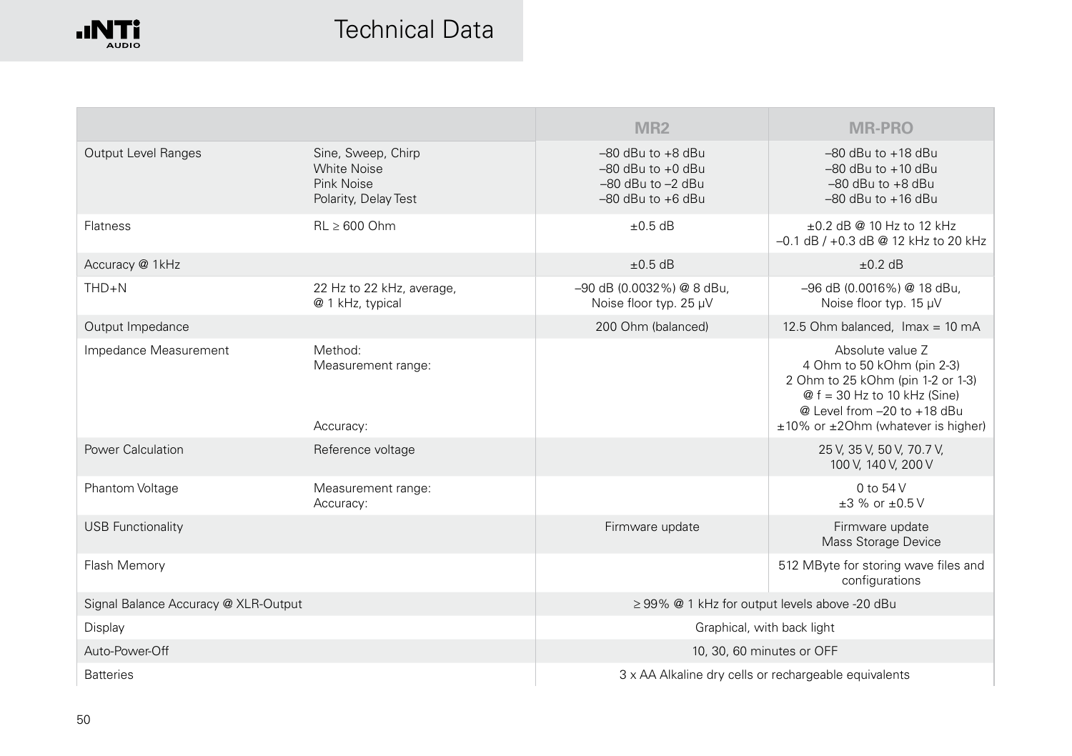# Technical Data

| | | MR2 | MR-PRO |
|---|---|---|---|
| Output Level Ranges | Sine, Sweep, Chirp<br>White Noise<br>Pink Noise<br>Polarity, Delay Test | –80 dBu to +8 dBu<br>–80 dBu to +0 dBu<br>–80 dBu to –2 dBu<br>–80 dBu to +6 dBu | –80 dBu to +18 dBu<br>–80 dBu to +10 dBu<br>–80 dBu to +8 dBu<br>–80 dBu to +16 dBu |
| Flatness | RL ≥ 600 Ohm | ±0.5 dB | ±0.2 dB @ 10 Hz to 12 kHz<br>–0.1 dB / +0.3 dB @ 12 kHz to 20 kHz |
| Accuracy @ 1kHz | | ±0.5 dB | ±0.2 dB |
| THD+N | 22 Hz to 22 kHz, average,<br>@ 1 kHz, typical | –90 dB (0.0032%) @ 8 dBu,<br>Noise floor typ. 25 µV | –96 dB (0.0016%) @ 18 dBu,<br>Noise floor typ. 15 µV |
| Output Impedance | | 200 Ohm (balanced) | 12.5 Ohm balanced, Imax = 10 mA |
| Impedance Measurement | Method:<br>Measurement range:<br><br><br><br>Accuracy: | | Absolute value Z<br>4 Ohm to 50 kOhm (pin 2-3)<br>2 Ohm to 25 kOhm (pin 1-2 or 1-3)<br>@ f = 30 Hz to 10 kHz (Sine)<br>@ Level from –20 to +18 dBu<br>±10% or ±2Ohm (whatever is higher) |
| Power Calculation | Reference voltage | | 25 V, 35 V, 50 V, 70.7 V,<br>100 V, 140 V, 200 V |
| Phantom Voltage | Measurement range:<br>Accuracy: | | 0 to 54 V<br>±3 % or ±0.5 V |
| USB Functionality | | Firmware update | Firmware update<br>Mass Storage Device |
| Flash Memory | | | 512 MByte for storing wave files and configurations |
| Signal Balance Accuracy @ XLR-Output | | ≥ 99% @ 1 kHz for output levels above -20 dBu | |
| Display | | Graphical, with back light | |
| Auto-Power-Off | | 10, 30, 60 minutes or OFF | |
| Batteries | | 3 x AA Alkaline dry cells or rechargeable equivalents | |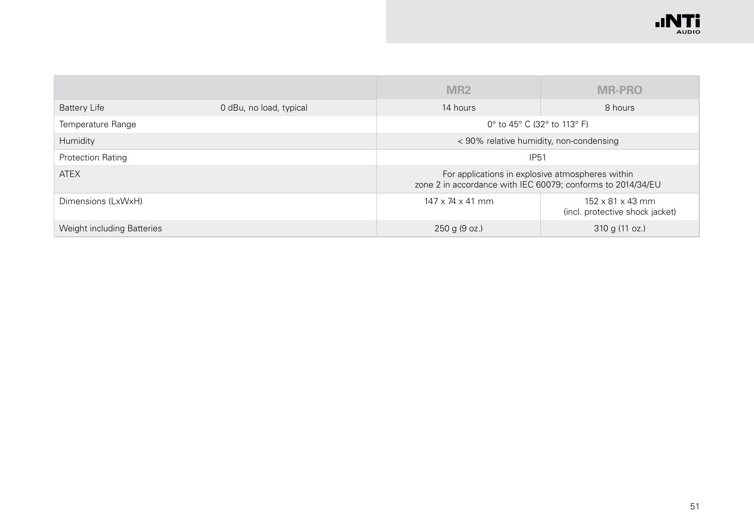| | | MR2 | MR-PRO |
|---|---|---|---|
| Battery Life | 0 dBu, no load, typical | 14 hours | 8 hours |
| Temperature Range | | 0° to 45° C (32° to 113° F) | |
| Humidity | | < 90% relative humidity, non-condensing | |
| Protection Rating | | IP51 | |
| ATEX | | For applications in explosive atmospheres within zone 2 in accordance with IEC 60079; conforms to 2014/34/EU | |
| Dimensions (LxWxH) | | 147 x 74 x 41 mm | 152 x 81 x 43 mm (incl. protective shock jacket) |
| Weight including Batteries | | 250 g (9 oz.) | 310 g (11 oz.) |